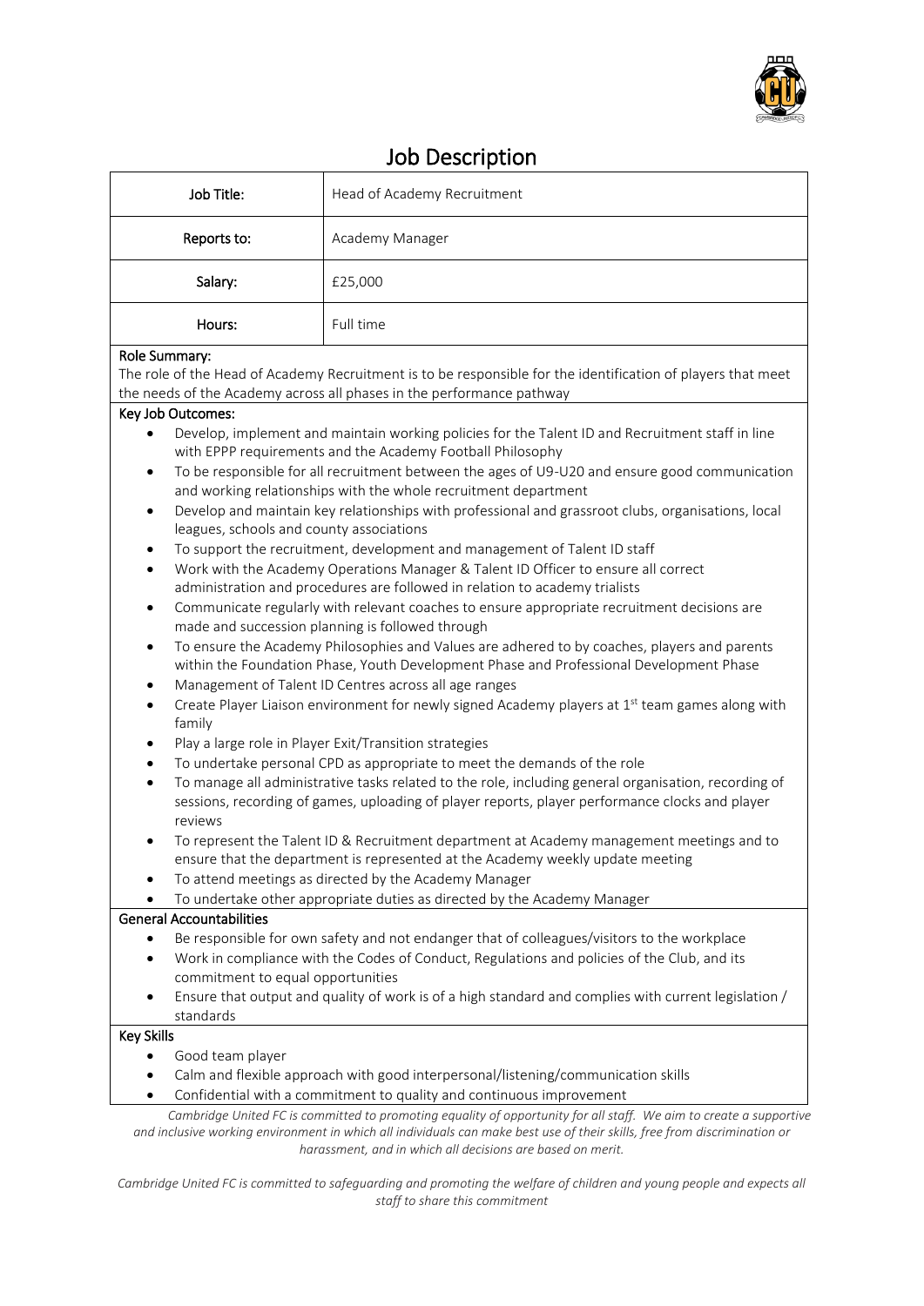# Job Description

| Job Title: | Head of Academy Recruitment |
| --- | --- |
| Reports to: | Academy Manager |
| Salary: | £25,000 |
| Hours: | Full time |

**Role Summary:**

The role of the Head of Academy Recruitment is to be responsible for the identification of players that meet the needs of the Academy across all phases in the performance pathway

**Key Job Outcomes:**

- Develop, implement and maintain working policies for the Talent ID and Recruitment staff in line with EPPP requirements and the Academy Football Philosophy
- To be responsible for all recruitment between the ages of U9-U20 and ensure good communication and working relationships with the whole recruitment department
- Develop and maintain key relationships with professional and grassroot clubs, organisations, local leagues, schools and county associations
- To support the recruitment, development and management of Talent ID staff
- Work with the Academy Operations Manager & Talent ID Officer to ensure all correct administration and procedures are followed in relation to academy trialists
- Communicate regularly with relevant coaches to ensure appropriate recruitment decisions are made and succession planning is followed through
- To ensure the Academy Philosophies and Values are adhered to by coaches, players and parents within the Foundation Phase, Youth Development Phase and Professional Development Phase
- Management of Talent ID Centres across all age ranges
- Create Player Liaison environment for newly signed Academy players at 1st team games along with family
- Play a large role in Player Exit/Transition strategies
- To undertake personal CPD as appropriate to meet the demands of the role
- To manage all administrative tasks related to the role, including general organisation, recording of sessions, recording of games, uploading of player reports, player performance clocks and player reviews
- To represent the Talent ID & Recruitment department at Academy management meetings and to ensure that the department is represented at the Academy weekly update meeting
- To attend meetings as directed by the Academy Manager
- To undertake other appropriate duties as directed by the Academy Manager

**General Accountabilities**

- Be responsible for own safety and not endanger that of colleagues/visitors to the workplace
- Work in compliance with the Codes of Conduct, Regulations and policies of the Club, and its commitment to equal opportunities
- Ensure that output and quality of work is of a high standard and complies with current legislation / standards

**Key Skills**

- Good team player
- Calm and flexible approach with good interpersonal/listening/communication skills
- Confidential with a commitment to quality and continuous improvement

*Cambridge United FC is committed to promoting equality of opportunity for all staff. We aim to create a supportive and inclusive working environment in which all individuals can make best use of their skills, free from discrimination or harassment, and in which all decisions are based on merit.*

*Cambridge United FC is committed to safeguarding and promoting the welfare of children and young people and expects all staff to share this commitment*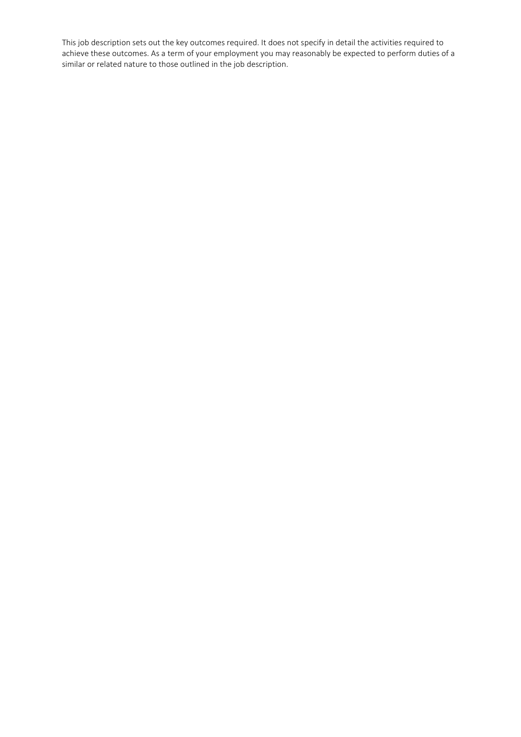This job description sets out the key outcomes required. It does not specify in detail the activities required to achieve these outcomes. As a term of your employment you may reasonably be expected to perform duties of a similar or related nature to those outlined in the job description.